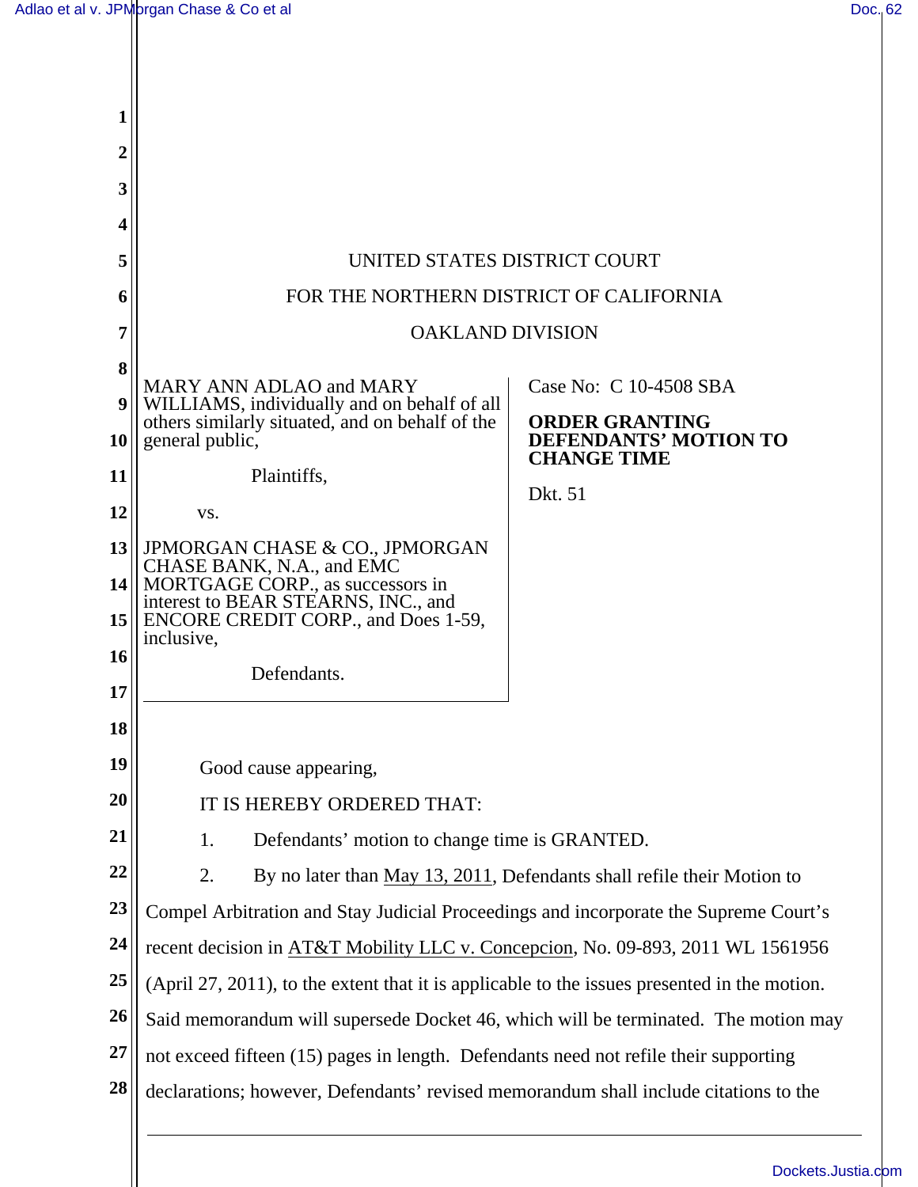UNITED STATES DISTRICT COURT

FOR THE NORTHERN DISTRICT OF CALIFORNIA

OAKLAND DIVISION

MARY ANN ADLAO and MARY WILLIAMS, individually and on behalf of all others similarly situated, and on behalf of the general public,

Plaintiffs,

vs.

JPMORGAN CHASE & CO., JPMORGAN CHASE BANK, N.A., and EMC MORTGAGE CORP., as successors in interest to BEAR STEARNS, INC., and ENCORE CREDIT CORP., and Does 1-59, inclusive,

Defendants.

Case No: C 10-4508 SBA

**ORDER GRANTING DEFENDANTS' MOTION TO CHANGE TIME**

Dkt. 51

Good cause appearing,

IT IS HEREBY ORDERED THAT:

1. Defendants' motion to change time is GRANTED.

2. By no later than May 13, 2011, Defendants shall refile their Motion to Compel Arbitration and Stay Judicial Proceedings and incorporate the Supreme Court's recent decision in AT&T Mobility LLC v. Concepcion, No. 09-893, 2011 WL 1561956 (April 27, 2011), to the extent that it is applicable to the issues presented in the motion. Said memorandum will supersede Docket 46, which will be terminated. The motion may not exceed fifteen (15) pages in length. Defendants need not refile their supporting declarations; however, Defendants' revised memorandum shall include citations to the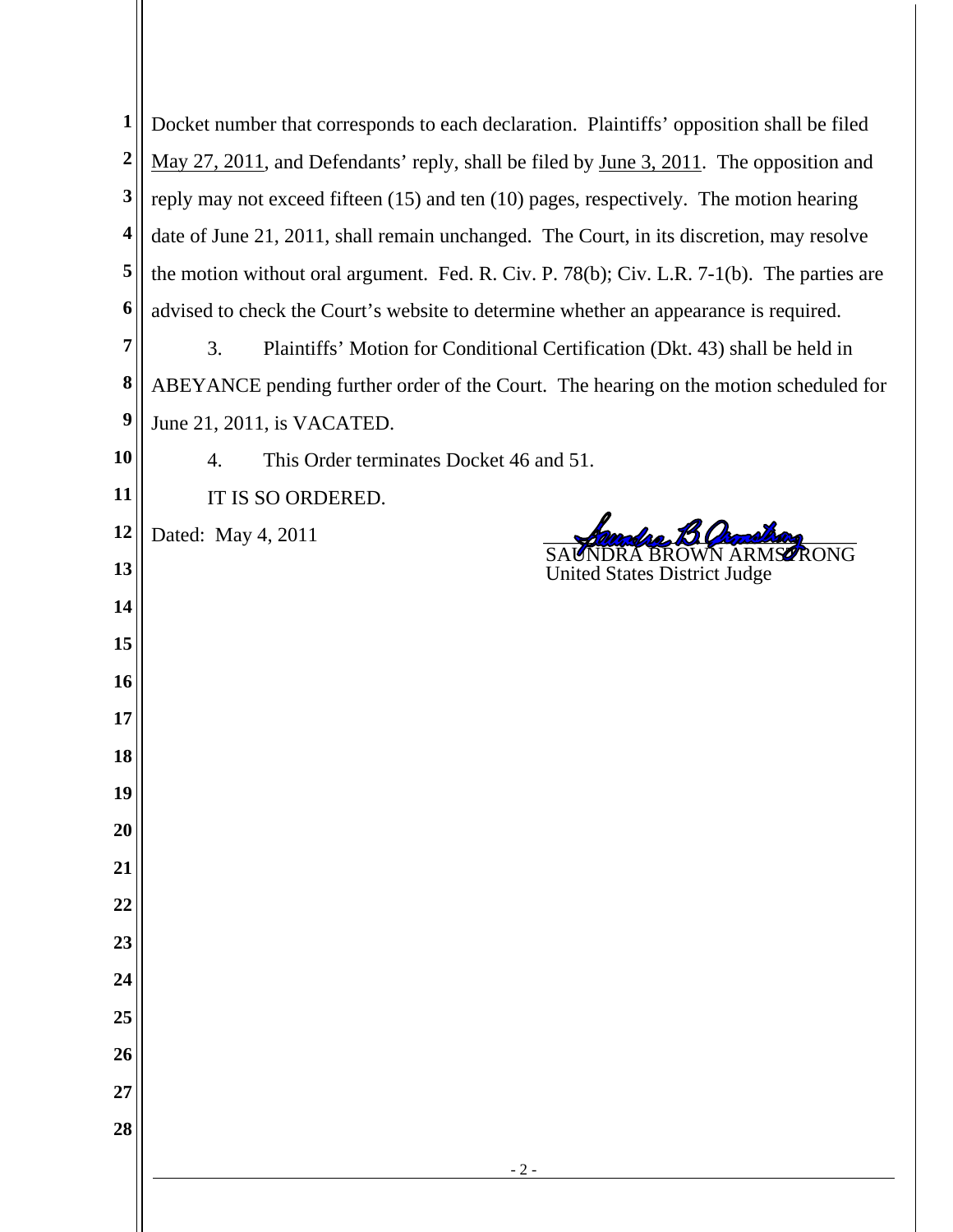Docket number that corresponds to each declaration. Plaintiffs' opposition shall be filed May 27, 2011, and Defendants' reply, shall be filed by June 3, 2011. The opposition and reply may not exceed fifteen (15) and ten (10) pages, respectively. The motion hearing date of June 21, 2011, shall remain unchanged. The Court, in its discretion, may resolve the motion without oral argument. Fed. R. Civ. P. 78(b); Civ. L.R. 7-1(b). The parties are advised to check the Court's website to determine whether an appearance is required.

3. Plaintiffs' Motion for Conditional Certification (Dkt. 43) shall be held in ABEYANCE pending further order of the Court. The hearing on the motion scheduled for June 21, 2011, is VACATED.

4. This Order terminates Docket 46 and 51.

IT IS SO ORDERED.

Dated: May 4, 2011

SAUNDRA BROWN ARMSTRONG
United States District Judge